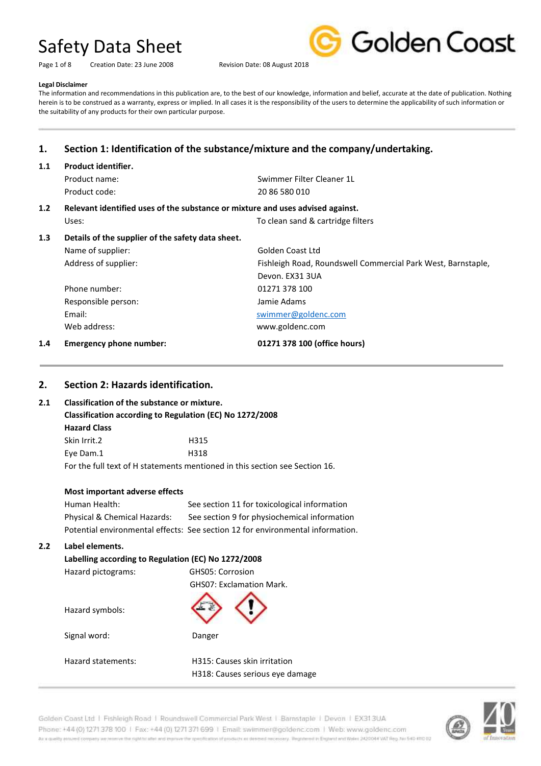# Safety Data Sheet

Creation Date: 23 June 2008 Revision Date: 08 August 2018

**Legal Disclaimer**

The information and recommendations in this publication are, to the best of our knowledge, information and belief, accurate at the date of publication. Nothing herein is to be construed as a warranty, express or implied. In all cases it is the responsibility of the users to determine the applicability of such information or the suitability of any products for their own particular purpose.

## 1. Section 1: Identification of the substance/mixture and the company/undertaking.

### 1.1 Product identifier.

| | |
|---|---|
| Product name: | Swimmer Filter Cleaner 1L |
| Product code: | 20 86 580 010 |

### 1.2 Relevant identified uses of the substance or mixture and uses advised against.

| | |
|---|---|
| Uses: | To clean sand & cartridge filters |

### 1.3 Details of the supplier of the safety data sheet.

| | |
|---|---|
| Name of supplier: | Golden Coast Ltd |
| Address of supplier: | Fishleigh Road, Roundswell Commercial Park West, Barnstaple, Devon. EX31 3UA |
| Phone number: | 01271 378 100 |
| Responsible person: | Jamie Adams |
| Email: | swimmer@goldenc.com |
| Web address: | www.goldenc.com |

### 1.4 Emergency phone number: **01271 378 100 (office hours)**

## 2. Section 2: Hazards identification.

### 2.1 Classification of the substance or mixture.

**Classification according to Regulation (EC) No 1272/2008**

**Hazard Class**

| | |
|---|---|
| Skin Irrit.2 | H315 |
| Eye Dam.1 | H318 |

For the full text of H statements mentioned in this section see Section 16.

**Most important adverse effects**

| | |
|---|---|
| Human Health: | See section 11 for toxicological information |
| Physical & Chemical Hazards: | See section 9 for physiochemical information |
| Potential environmental effects: | See section 12 for environmental information. |

### 2.2 Label elements.

**Labelling according to Regulation (EC) No 1272/2008**

| | |
|---|---|
| Hazard pictograms: | GHS05: Corrosion<br>GHS07: Exclamation Mark. |
| Hazard symbols: | |
| Signal word: | Danger |
| Hazard statements: | H315: Causes skin irritation<br>H318: Causes serious eye damage |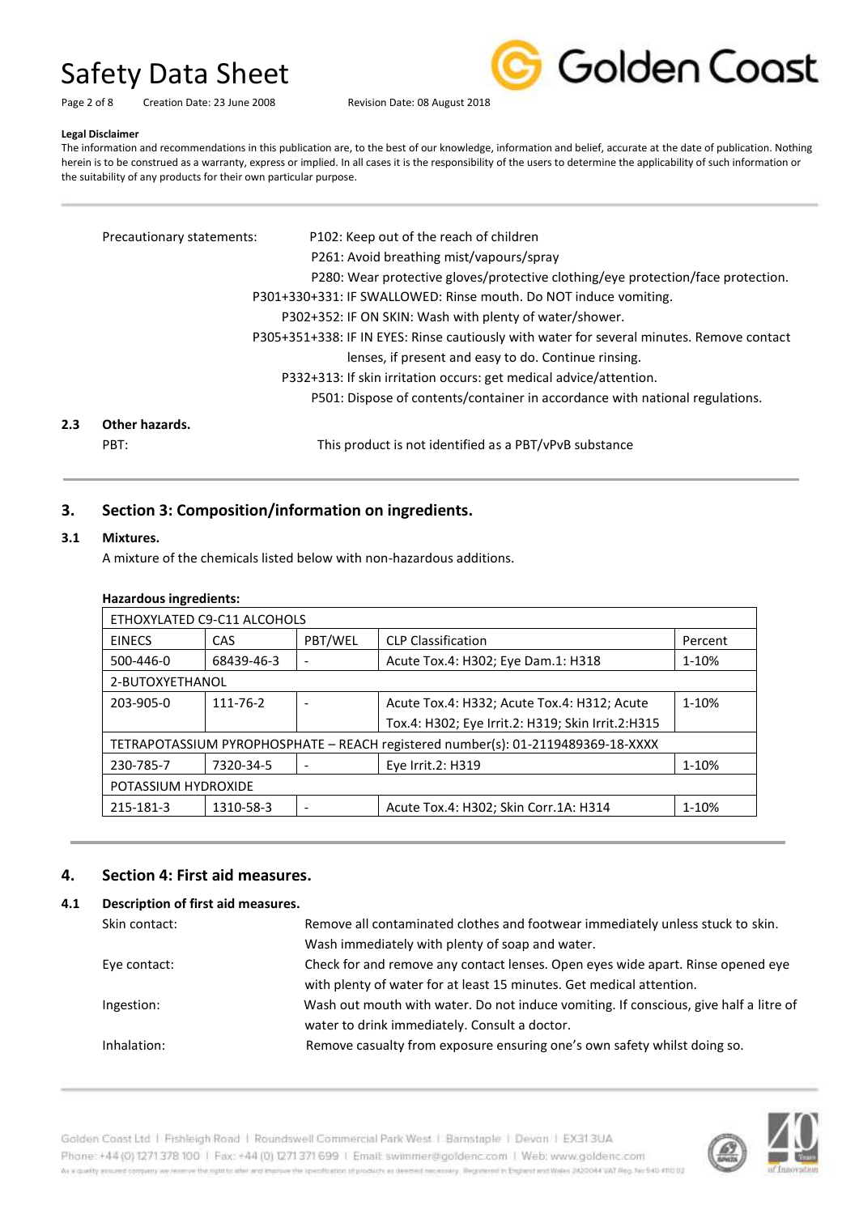**Legal Disclaimer**

The information and recommendations in this publication are, to the best of our knowledge, information and belief, accurate at the date of publication. Nothing herein is to be construed as a warranty, express or implied. In all cases it is the responsibility of the users to determine the applicability of such information or the suitability of any products for their own particular purpose.

Precautionary statements:

- P102: Keep out of the reach of children
- P261: Avoid breathing mist/vapours/spray
- P280: Wear protective gloves/protective clothing/eye protection/face protection.
- P301+330+331: IF SWALLOWED: Rinse mouth. Do NOT induce vomiting.
- P302+352: IF ON SKIN: Wash with plenty of water/shower.
- P305+351+338: IF IN EYES: Rinse cautiously with water for several minutes. Remove contact lenses, if present and easy to do. Continue rinsing.
- P332+313: If skin irritation occurs: get medical advice/attention.
- P501: Dispose of contents/container in accordance with national regulations.

### 2.3 Other hazards.

PBT: This product is not identified as a PBT/vPvB substance

## 3. Section 3: Composition/information on ingredients.

### 3.1 Mixtures.

A mixture of the chemicals listed below with non-hazardous additions.

**Hazardous ingredients:**

| ETHOXYLATED C9-C11 ALCOHOLS | | | | |
|---|---|---|---|---|
| EINECS | CAS | PBT/WEL | CLP Classification | Percent |
| 500-446-0 | 68439-46-3 | - | Acute Tox.4: H302; Eye Dam.1: H318 | 1-10% |
| 2-BUTOXYETHANOL | | | | |
| 203-905-0 | 111-76-2 | - | Acute Tox.4: H332; Acute Tox.4: H312; Acute Tox.4: H302; Eye Irrit.2: H319; Skin Irrit.2:H315 | 1-10% |
| TETRAPOTASSIUM PYROPHOSPHATE – REACH registered number(s): 01-2119489369-18-XXXX | | | | |
| 230-785-7 | 7320-34-5 | - | Eye Irrit.2: H319 | 1-10% |
| POTASSIUM HYDROXIDE | | | | |
| 215-181-3 | 1310-58-3 | - | Acute Tox.4: H302; Skin Corr.1A: H314 | 1-10% |

## 4. Section 4: First aid measures.

### 4.1 Description of first aid measures.

Skin contact: Remove all contaminated clothes and footwear immediately unless stuck to skin. Wash immediately with plenty of soap and water.

Eye contact: Check for and remove any contact lenses. Open eyes wide apart. Rinse opened eye with plenty of water for at least 15 minutes. Get medical attention.

Ingestion: Wash out mouth with water. Do not induce vomiting. If conscious, give half a litre of water to drink immediately. Consult a doctor.

Inhalation: Remove casualty from exposure ensuring one's own safety whilst doing so.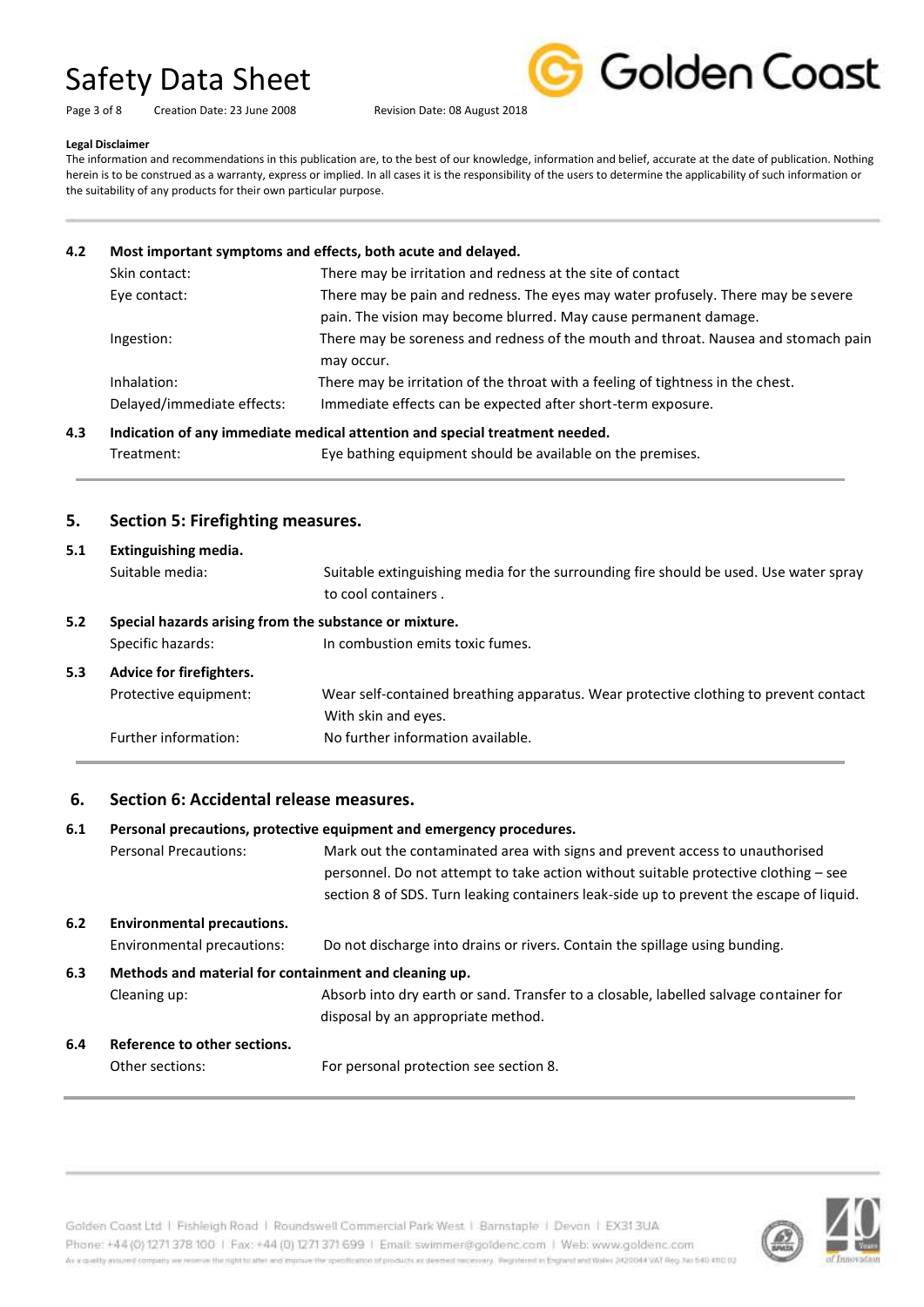**Legal Disclaimer**

The information and recommendations in this publication are, to the best of our knowledge, information and belief, accurate at the date of publication. Nothing herein is to be construed as a warranty, express or implied. In all cases it is the responsibility of the users to determine the applicability of such information or the suitability of any products for their own particular purpose.

### 4.2 Most important symptoms and effects, both acute and delayed.

| | |
|---|---|
| Skin contact: | There may be irritation and redness at the site of contact |
| Eye contact: | There may be pain and redness. The eyes may water profusely. There may be severe pain. The vision may become blurred. May cause permanent damage. |
| Ingestion: | There may be soreness and redness of the mouth and throat. Nausea and stomach pain may occur. |
| Inhalation: | There may be irritation of the throat with a feeling of tightness in the chest. |
| Delayed/immediate effects: | Immediate effects can be expected after short-term exposure. |

### 4.3 Indication of any immediate medical attention and special treatment needed.

| | |
|---|---|
| Treatment: | Eye bathing equipment should be available on the premises. |

## 5. Section 5: Firefighting measures.

### 5.1 Extinguishing media.

| | |
|---|---|
| Suitable media: | Suitable extinguishing media for the surrounding fire should be used. Use water spray to cool containers . |

### 5.2 Special hazards arising from the substance or mixture.

| | |
|---|---|
| Specific hazards: | In combustion emits toxic fumes. |

### 5.3 Advice for firefighters.

| | |
|---|---|
| Protective equipment: | Wear self-contained breathing apparatus. Wear protective clothing to prevent contact With skin and eyes. |
| Further information: | No further information available. |

## 6. Section 6: Accidental release measures.

### 6.1 Personal precautions, protective equipment and emergency procedures.

| | |
|---|---|
| Personal Precautions: | Mark out the contaminated area with signs and prevent access to unauthorised personnel. Do not attempt to take action without suitable protective clothing – see section 8 of SDS. Turn leaking containers leak-side up to prevent the escape of liquid. |

### 6.2 Environmental precautions.

| | |
|---|---|
| Environmental precautions: | Do not discharge into drains or rivers. Contain the spillage using bunding. |

### 6.3 Methods and material for containment and cleaning up.

| | |
|---|---|
| Cleaning up: | Absorb into dry earth or sand. Transfer to a closable, labelled salvage container for disposal by an appropriate method. |

### 6.4 Reference to other sections.

| | |
|---|---|
| Other sections: | For personal protection see section 8. |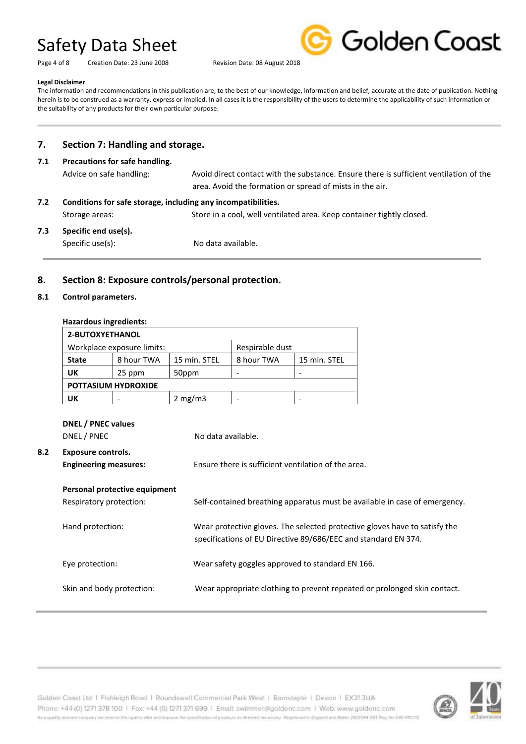**Legal Disclaimer**

The information and recommendations in this publication are, to the best of our knowledge, information and belief, accurate at the date of publication. Nothing herein is to be construed as a warranty, express or implied. In all cases it is the responsibility of the users to determine the applicability of such information or the suitability of any products for their own particular purpose.

## 7. Section 7: Handling and storage.

### 7.1 Precautions for safe handling.

Advice on safe handling: Avoid direct contact with the substance. Ensure there is sufficient ventilation of the area. Avoid the formation or spread of mists in the air.

### 7.2 Conditions for safe storage, including any incompatibilities.

Storage areas: Store in a cool, well ventilated area. Keep container tightly closed.

### 7.3 Specific end use(s).

Specific use(s): No data available.

## 8. Section 8: Exposure controls/personal protection.

### 8.1 Control parameters.

**Hazardous ingredients:**

| **2-BUTOXYETHANOL** | | | | |
|---|---|---|---|---|
| Workplace exposure limits: | | | Respirable dust | |
| **State** | 8 hour TWA | 15 min. STEL | 8 hour TWA | 15 min. STEL |
| **UK** | 25 ppm | 50ppm | - | - |
| **POTTASIUM HYDROXIDE** | | | | |
| **UK** | - | 2 mg/m3 | - | - |

**DNEL / PNEC values**

DNEL / PNEC: No data available.

### 8.2 Exposure controls.

**Engineering measures:** Ensure there is sufficient ventilation of the area.

**Personal protective equipment**

Respiratory protection: Self-contained breathing apparatus must be available in case of emergency.

Hand protection: Wear protective gloves. The selected protective gloves have to satisfy the specifications of EU Directive 89/686/EEC and standard EN 374.

Eye protection: Wear safety goggles approved to standard EN 166.

Skin and body protection: Wear appropriate clothing to prevent repeated or prolonged skin contact.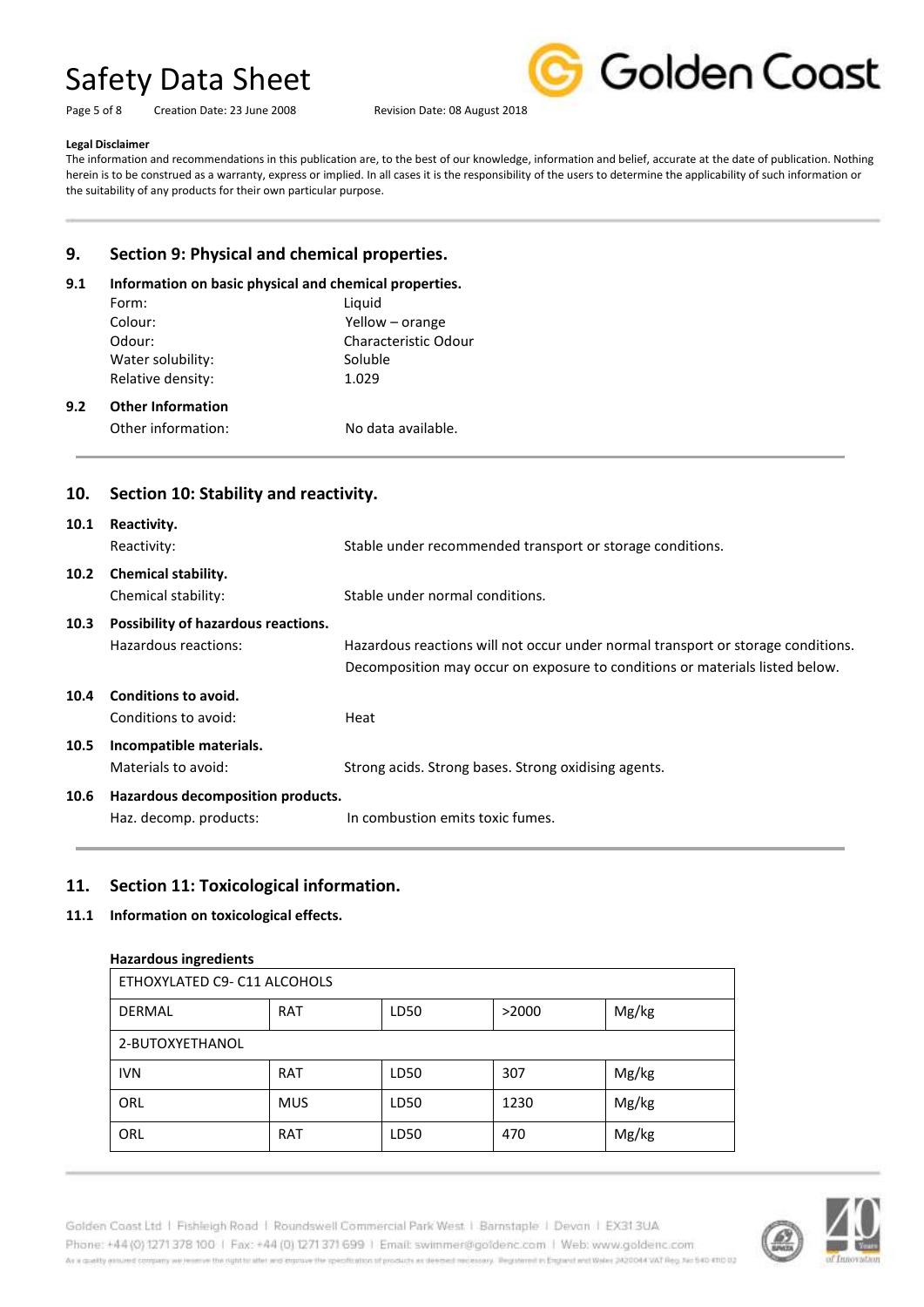**Legal Disclaimer**

The information and recommendations in this publication are, to the best of our knowledge, information and belief, accurate at the date of publication. Nothing herein is to be construed as a warranty, express or implied. In all cases it is the responsibility of the users to determine the applicability of such information or the suitability of any products for their own particular purpose.

## 9. Section 9: Physical and chemical properties.

### 9.1 Information on basic physical and chemical properties.

| | |
|---|---|
| Form: | Liquid |
| Colour: | Yellow – orange |
| Odour: | Characteristic Odour |
| Water solubility: | Soluble |
| Relative density: | 1.029 |

### 9.2 Other Information

| | |
|---|---|
| Other information: | No data available. |

## 10. Section 10: Stability and reactivity.

### 10.1 Reactivity.

| | |
|---|---|
| Reactivity: | Stable under recommended transport or storage conditions. |

### 10.2 Chemical stability.

| | |
|---|---|
| Chemical stability: | Stable under normal conditions. |

### 10.3 Possibility of hazardous reactions.

| | |
|---|---|
| Hazardous reactions: | Hazardous reactions will not occur under normal transport or storage conditions. Decomposition may occur on exposure to conditions or materials listed below. |

### 10.4 Conditions to avoid.

| | |
|---|---|
| Conditions to avoid: | Heat |

### 10.5 Incompatible materials.

| | |
|---|---|
| Materials to avoid: | Strong acids. Strong bases. Strong oxidising agents. |

### 10.6 Hazardous decomposition products.

| | |
|---|---|
| Haz. decomp. products: | In combustion emits toxic fumes. |

## 11. Section 11: Toxicological information.

### 11.1 Information on toxicological effects.

**Hazardous ingredients**

| ETHOXYLATED C9- C11 ALCOHOLS | | | | |
|---|---|---|---|---|
| DERMAL | RAT | LD50 | >2000 | Mg/kg |
| **2-BUTOXYETHANOL** | | | | |
| IVN | RAT | LD50 | 307 | Mg/kg |
| ORL | MUS | LD50 | 1230 | Mg/kg |
| ORL | RAT | LD50 | 470 | Mg/kg |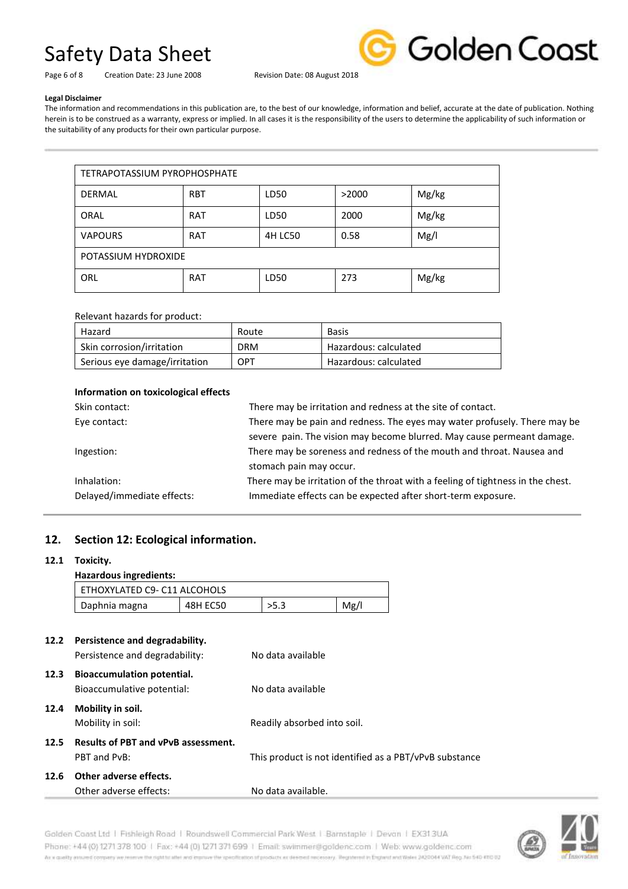**Legal Disclaimer**

The information and recommendations in this publication are, to the best of our knowledge, information and belief, accurate at the date of publication. Nothing herein is to be construed as a warranty, express or implied. In all cases it is the responsibility of the users to determine the applicability of such information or the suitability of any products for their own particular purpose.

| TETRAPOTASSIUM PYROPHOSPHATE | | | | |
|---|---|---|---|---|
| DERMAL | RBT | LD50 | >2000 | Mg/kg |
| ORAL | RAT | LD50 | 2000 | Mg/kg |
| VAPOURS | RAT | 4H LC50 | 0.58 | Mg/l |
| POTASSIUM HYDROXIDE | | | | |
| ORL | RAT | LD50 | 273 | Mg/kg |

Relevant hazards for product:

| Hazard | Route | Basis |
|---|---|---|
| Skin corrosion/irritation | DRM | Hazardous: calculated |
| Serious eye damage/irritation | OPT | Hazardous: calculated |

**Information on toxicological effects**

Skin contact: There may be irritation and redness at the site of contact.

Eye contact: There may be pain and redness. The eyes may water profusely. There may be severe pain. The vision may become blurred. May cause permeant damage.

Ingestion: There may be soreness and redness of the mouth and throat. Nausea and stomach pain may occur.

Inhalation: There may be irritation of the throat with a feeling of tightness in the chest.

Delayed/immediate effects: Immediate effects can be expected after short-term exposure.

## 12. Section 12: Ecological information.

### 12.1 Toxicity.

**Hazardous ingredients:**

| ETHOXYLATED C9- C11 ALCOHOLS | | | |
|---|---|---|---|
| Daphnia magna | 48H EC50 | >5.3 | Mg/l |

### 12.2 Persistence and degradability.

Persistence and degradability: No data available

### 12.3 Bioaccumulation potential.

Bioaccumulative potential: No data available

### 12.4 Mobility in soil.

Mobility in soil: Readily absorbed into soil.

### 12.5 Results of PBT and vPvB assessment.

PBT and PvB: This product is not identified as a PBT/vPvB substance

### 12.6 Other adverse effects.

Other adverse effects: No data available.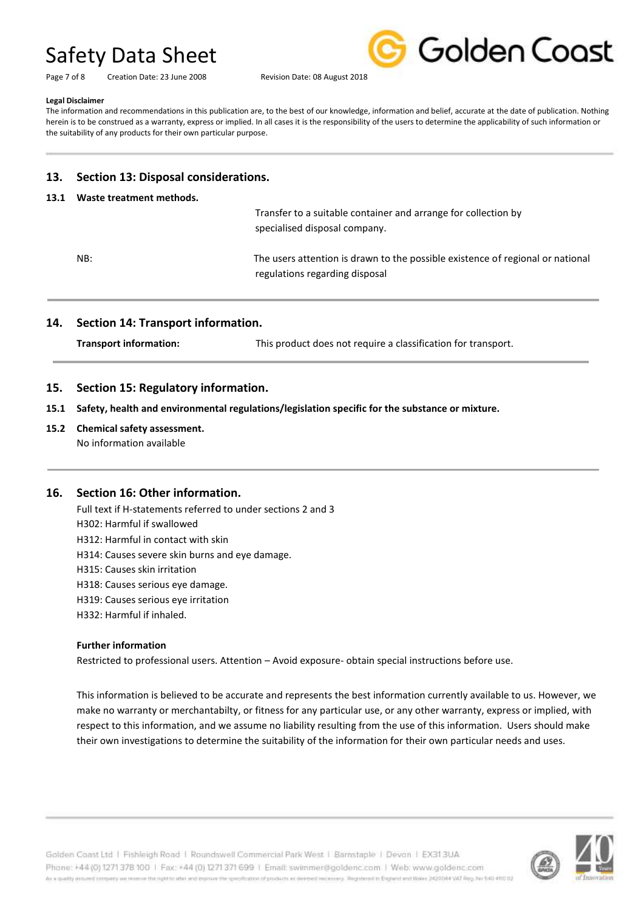**Legal Disclaimer**

The information and recommendations in this publication are, to the best of our knowledge, information and belief, accurate at the date of publication. Nothing herein is to be construed as a warranty, express or implied. In all cases it is the responsibility of the users to determine the applicability of such information or the suitability of any products for their own particular purpose.

## 13. Section 13: Disposal considerations.

### 13.1 Waste treatment methods.

Transfer to a suitable container and arrange for collection by specialised disposal company.

NB: The users attention is drawn to the possible existence of regional or national regulations regarding disposal

## 14. Section 14: Transport information.

**Transport information:** This product does not require a classification for transport.

## 15. Section 15: Regulatory information.

### 15.1 Safety, health and environmental regulations/legislation specific for the substance or mixture.

### 15.2 Chemical safety assessment.

No information available

## 16. Section 16: Other information.

Full text if H-statements referred to under sections 2 and 3

H302: Harmful if swallowed

H312: Harmful in contact with skin

H314: Causes severe skin burns and eye damage.

H315: Causes skin irritation

H318: Causes serious eye damage.

H319: Causes serious eye irritation

H332: Harmful if inhaled.

**Further information**

Restricted to professional users. Attention – Avoid exposure- obtain special instructions before use.

This information is believed to be accurate and represents the best information currently available to us. However, we make no warranty or merchantabilty, or fitness for any particular use, or any other warranty, express or implied, with respect to this information, and we assume no liability resulting from the use of this information. Users should make their own investigations to determine the suitability of the information for their own particular needs and uses.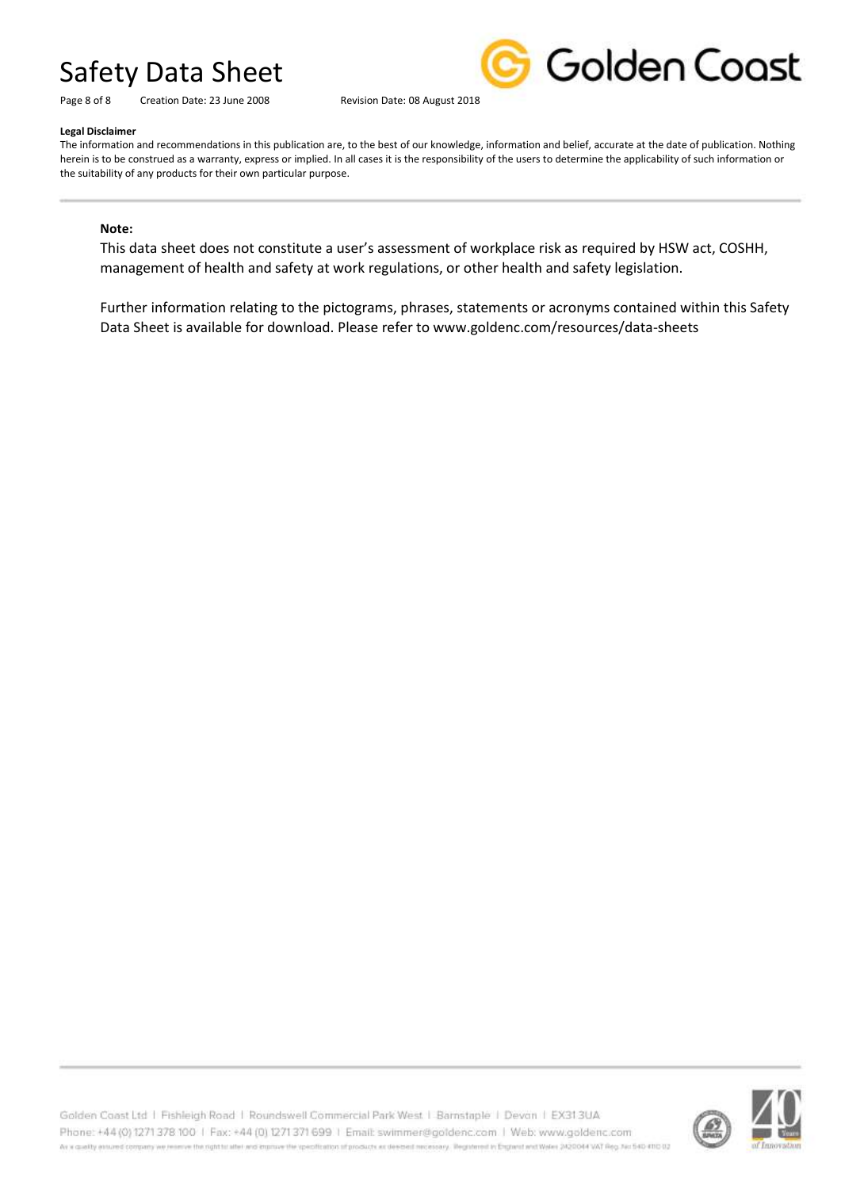**Legal Disclaimer**

The information and recommendations in this publication are, to the best of our knowledge, information and belief, accurate at the date of publication. Nothing herein is to be construed as a warranty, express or implied. In all cases it is the responsibility of the users to determine the applicability of such information or the suitability of any products for their own particular purpose.

**Note:**

This data sheet does not constitute a user's assessment of workplace risk as required by HSW act, COSHH, management of health and safety at work regulations, or other health and safety legislation.

Further information relating to the pictograms, phrases, statements or acronyms contained within this Safety Data Sheet is available for download. Please refer to www.goldenc.com/resources/data-sheets